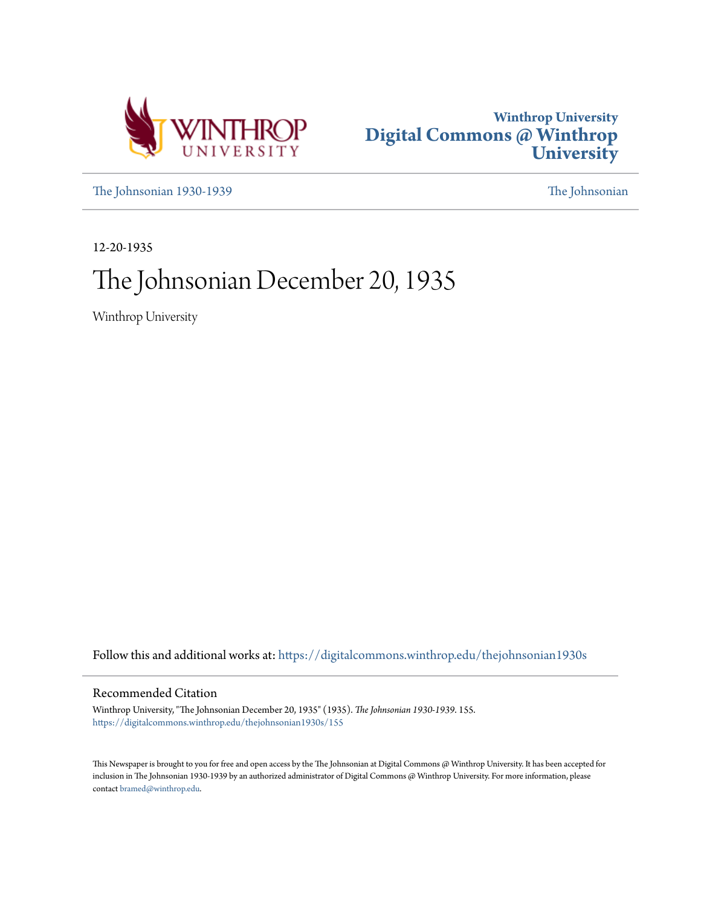Winthrop University
Digital Commons @ Winthrop University

The Johnsonian 1930-1939 | The Johnsonian

12-20-1935

# The Johnsonian December 20, 1935

Winthrop University

Follow this and additional works at: https://digitalcommons.winthrop.edu/thejohnsonian1930s

## Recommended Citation

Winthrop University, "The Johnsonian December 20, 1935" (1935). *The Johnsonian 1930-1939*. 155.
https://digitalcommons.winthrop.edu/thejohnsonian1930s/155

This Newspaper is brought to you for free and open access by the The Johnsonian at Digital Commons @ Winthrop University. It has been accepted for inclusion in The Johnsonian 1930-1939 by an authorized administrator of Digital Commons @ Winthrop University. For more information, please contact bramed@winthrop.edu.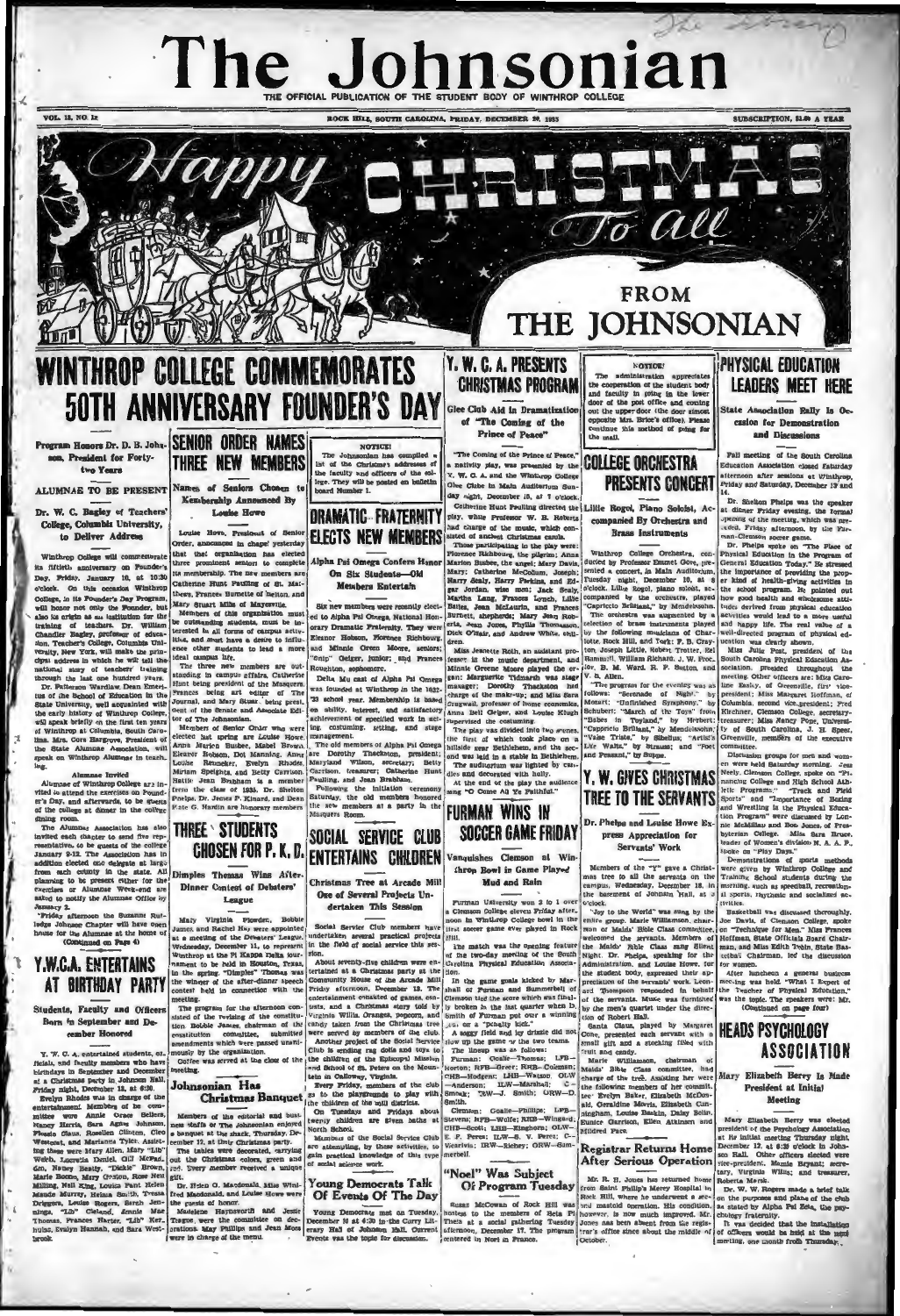# The Johnsonian

THE OFFICIAL PUBLICATION OF THE STUDENT BODY OF WINTHROP COLLEGE

VOL. 13, NO. 12 — ROCK HILL, SOUTH CAROLINA, FRIDAY, DECEMBER 20, 1935 — SUBSCRIPTION, $1.00 A YEAR

**Happy CHRISTMAS To All FROM THE JOHNSONIAN**

## WINTHROP COLLEGE COMMEMORATES 50TH ANNIVERSARY FOUNDER'S DAY

### Program Honors Dr. D. B. Johnson, President for Forty-two Years

### ALUMNAE TO BE PRESENT

### Dr. W. C. Bagley of Teachers' College, Columbia University, to Deliver Address

Winthrop College will commemorate its fiftieth anniversary on Founder's Day, Friday, January 10, at 10:30 o'clock. On this occasion Winthrop College, in its Founder's Day Program, will honor not only the Founder, but also its origin as an institution for the training of teachers. Dr. William Chandler Bagley, professor of education, Teacher's College, Columbia University, New York, will make the principal address in which he will tell the national story of teachers' training through the last one hundred years.

Dr. Patterson Wardlaw, Dean Emeritus of the School of Education in the State University, well acquainted with the early history of Winthrop College, will speak briefly on the first ten years of Winthrop at Columbia, South Carolina. Mrs. Cora Hargrove, President of the State Alumnae Association, will speak on Winthrop Alumnae in teaching.

**Alumnae Invited**

Alumnae of Winthrop College are invited to attend the exercises on Founder's Day, and afterwards, to be guests of the college at dinner in the college dining room.

The Alumnae Association has also invited each chapter to send five representatives, to be guests of the college January 9-12. The Association has in addition elected one delegate at large from each county in the state. All planning to be present either for the exercises or Alumnae Week-end are asked to notify the Alumnae Office by January 2.

Friday afternoon the Susanne Rutledge Johnson Chapter will have open house for the Alumnae at the home of

(Continued on Page 4)

## Y.W.C.A. ENTERTAINS AT BIRTHDAY PARTY

### Students, Faculty and Officers Born in September and December Honored

Y. W. C. A. entertained students, officials, and faculty members who have birthdays in September and December at a Christmas party in Johnson Hall, Friday night, December 13, at 8:30.

Evelyn Rhodes was in charge of the entertainment. Members of the committee were Annie Grace Sellers, Nancy Harris, Sara Agnes Johnson, Flossie Claus, Rosellen Clinton, Cleo Westcoat, and Marianna Tyler. Assisting these were Mary Allen, Mary "Lib" Webb, Lucretia Daniel, Gill McFadden, Nancy Beatty, "Dickie" Brown, Marie Boone, Mary Groton, Rose Nell Milling, Nell King, Louisa Pant Helen Maude Murray, Helma Smith, Tressa Driggers, Louise Rogers, Sarah Jennings, "Lib" Cleland, Annie Mae Thomas, Frances Harter, "Lib" Kerhulas, Evelyn Hannah, and Sara Westbrook.

## SENIOR ORDER NAMES THREE NEW MEMBERS

### Names of Seniors Chosen to Membership Announced By Louise Howe

Louise Howe, President of Senior Order, announced in chapel yesterday that that organization has elected three prominent seniors to complete its membership. The new members are Catherine Hunt Paulling of St. Matthews, Frances Burnette of Belton, and Mary Stuart Mills of Maysville.

Members of this organization must be outstanding students, must be interested in all forms of campus activities, and must have a desire to influence other students to lead a more ideal campus life.

The three new members are outstanding in campus affairs, Catherine Hunt being president of the Masquers, Frances being art editor of The Journal, and Mary Stuart being president of the Senate and Associate Editor of The Johnsonian.

Members of Senior Order who were elected last spring are Louise Howe, Anna Marion Busbee, Mabel Brown, Eleanor Hobson, Dot Manning, Anne Louise Reinecker, Evelyn Rhodes, Miriam Speights, and Betty Garrison. Hattie Jean Brabham is a member from the class of 1935. Dr. Shelton Phelps, Dr. James P. Kinard, and Dean Kate G. Hardin are honorary members.

## THREE STUDENTS CHOSEN FOR P. K. D.

### Dimples Thomas Wins After-Dinner Contest of Debaters' League

Mary Virginia Plowden, Bobbie James, and Rachel Hay were appointed at a meeting of the Debaters' League, Wednesday, December 11, to represent Winthrop at the Pi Kappa Delta tournament to be held in Houston, Texas, in the spring. "Dimples" Thomas was the winner of the after-dinner speech contest held in connection with the meeting.

The program for the afternoon consisted of the revising of the constitution. Bobbie James, chairman of the constitution committee, submitted amendments which were passed unanimously by the organization.

Coffee was served at the close of the meeting.

## Johnsonian Has Christmas Banquet

Members of the editorial and business staffs of The Johnsonian enjoyed a banquet at the shack, Thursday, December 12, at their Christmas party. The tables were decorated, carrying out the Christmas colors, green and red. Every member received a unique gift.

Dr. Helen G. Macdonald, Miss Winifred Macdonald, and Louise Howe were the guests of honor.

Madeline Haynsworth and Jessie Teague, were the committee on decorations. May Phillips and Jean Moss were in charge of the menu.

**NOTICE!**

The Johnsonian has compiled a list of the Christmas addresses of the faculty and officers of the college. They will be posted on bulletin board Number 1.

## DRAMATIC FRATERNITY ELECTS NEW MEMBERS

### Alpha Psi Omega Confers Honor On Six Students—Old Members Entertain

Six new members were recently elected to Alpha Psi Omega, National Honorary Dramatic Fraternity. They were Eleanor Hobson, Florence Richbourg, and Minnie Green Moore, seniors; "Snip" Geiger, junior; and Frances Roughton, sophomore.

Delta Mu cast of Alpha Psi Omega was founded at Winthrop in the 1932-33 school year. Membership is based on ability, interest, and satisfactory achievement or specified work in acting, costuming, setting, and stage management.

The old members of Alpha Psi Omega are Dorothy Thackston, president; Maryland Wilson, secretary; Betty Garrison, treasurer; Catherine Hunt Paulling, and Jean Brabham.

Following the initiation ceremony Saturday, the old members honored the new members at a party in the Masquers Room.

## SOCIAL SERVICE CLUB ENTERTAINS CHILDREN

### Christmas Tree at Arcade Mill One of Several Projects Undertaken This Session

Social Service Club members have undertaken several practical projects in the field of social service this session.

About seventy-five children were entertained at a Christmas party at the Community House of the Arcade Mill Friday afternoon, December 13. The entertainment consisted of games, contests, and a Christmas story told by Virginia Willis. Oranges, popcorn, and candy taken from the Christmas tree were served by members of the club.

Another project of the Social Service Club is sending rag dolls and toys to the children of the Episcopal Mission and School of St. Peters on the Mountain in Calloway, Virginia.

Every Friday, members of the club go to the playgrounds to play with the children of the mill districts.

On Tuesdays and Fridays about twenty children are given baths at North School.

Members of the Social Service Club are attempting, by these activities, to gain practical knowledge of this type of social science work.

## Young Democrats Talk Of Events Of The Day

Young Democrats met on Tuesday, December 10 at 4:30 in the Curry Literary Hall of Johnson Hall. Current Events was the topic for discussion.

## Y. W. C. A. PRESENTS CHRISTMAS PROGRAM

### Glee Club Aid in Dramatization of "The Coming of the Prince of Peace"

"The Coming of the Prince of Peace," a nativity play, was presented by the Y. W. C. A. and the Winthrop College Glee Club in Main Auditorium Sunday night, December 15, at 7 o'clock.

Catherine Hunt Paulling directed the play, while Professor W. B. Roberts had charge of the music, which consisted of ancient Christmas carols.

Those participating in the play were: Florence Richbourg, the pilgrim; Anna Marion Busbee, the angel; Mary Davis, Mary: Catherine McCollum, Joseph; Harry Sealy, Harry Perkins, and Edgar Jordan, wise men; Jack Sealy, Marion Lang, Frances Lynch, Lilla Bates, Jean McLaurin, and Frances Burnett, shepherds; Mary Jean Roberts, Jean Jones, Phyllis Thomasson, Dick O'Hair, and Andrew White, children.

Miss Jeanette Roth, an assistant professor in the music department, and Minnie Greene Moore played the organ. Marguerite Tidmarsh was stage manager; Dorothy Thackston had charge of the make-up; and Miss Sara Cragwall, professor of home economics, Anna Bell Geiger, and Louise Klugh supervised the costuming.

The play was divided into two scenes, the first of which took place on a hillside near Bethlehem, and the second was laid in a stable in Bethlehem. The auditorium was lighted by candles and decorated with holly.

At the end of the play the audience sang "O Come All Ye Faithful."

## FURMAN WINS IN SOCCER GAME FRIDAY

### Vanquishes Clemson at Winthrop Bowl in Game Played in Mud and Rain

Furman University won 2 to 1 over a Clemson College eleven Friday afternoon in Winthrop College bowl in the first soccer game ever played in Rock Hill.

The match was the opening feature of the two-day meeting of the South Carolina Physical Education Association.

In the game goals kicked by Marshall of Furman and Summerbell of Clemson tied the score which was finally broken in the last quarter when Smith of Furman put over a winning goal on a "penalty kick."

A soggy field and icy drizzle did not slow up the game or the two teams.

The lineup was as follows:

Furman: Goalie—Thomas; LFB—Stevens; RFB—Godwin; CHB—Hodgens; LHB—Watson; OLW—Anderson; ILW—Marshall; C—Smoak; CW—J. Smith; ORW—D. Smith.

Clemson: Goalie—Phillips; LFB—Stevens; RFB—Wolfe; RHB—Wingard; CHB—Scott; LHB—Kinghorn; OLW—E. F. Perez; ILW—S. V. Perez; C—Vicarivis; IRW—Rickey; ORW—Summerbell.

## "Noel" Was Subject Of Program Tuesday

Susan McCowan of Rock Hill was hostess to the members of Beta Pi Theta at a social gathering Tuesday afternoon, December 17. The program centered in Noel in France.

**NOTICE!**

The administration appreciates the cooperation of the student body and faculty in going in the lower door of the post office and coming out the upper door (the door almost opposite Mrs. Brice's office). Please continue this method of going for the mail.

## COLLEGE ORCHESTRA PRESENTS CONCERT

### Lillie Rogol, Piano Soloist, Accompanied By Orchestra and Brass Instruments

Winthrop College Orchestra, conducted by Professor Emmet Gore, presented a concert, in Main Auditorium, Tuesday night, December 10, at 8 o'clock. Lillie Rogol, piano soloist, accompanied by the orchestra, played "Capriccio Brillant," by Mendelssohn.

The orchestra was augmented by a selection of brass instruments played by the following musicians of Charlotte, Rock Hill, and York: F. B. Crayton, Joseph Little, Robert Trotter, Ed Rammell, William Richard, J. W. Proctor, B. M. Ward, R. F. Sutton, and V. B. Allen.

The program for the evening was as follows: "Serenade of Night," by Schubert; "Unfinished Symphony," by Mozart; "March of the Toys" from "Babes in Toyland," by Herbert; "Capriccio Brillant," by Mendelssohn; "Valse Triste," by Sibelius; "Artist's Life Waltz," by Strauss; and "Poet and Peasant," by Suppe.

## Y. W. GIVES CHRISTMAS TREE TO THE SERVANTS

### Dr. Phelps and Louise Howe Express Appreciation for Servants' Work

Members of the "Y" gave a Christmas tree to all the servants on the campus, Wednesday, December 18, in the basement of Johnson Hall, at 5 o'clock.

"Joy to the World" was sung by the entire group. Marie Williamson, chairman of Maids' Bible Class committee, welcomed the servants. Members of the Maids' Bible Class sang Silent Night. Dr. Phelps, speaking for the Administration, and Louise Howe, for the student body, expressed their appreciation of the servants' work. Leonard Thompson responded in behalf of the servants. Music was furnished by the men's quartet under the direction of Robert Hall.

Santa Claus, played by Margaret Cone, presented each servant with a small gift and a stocking filled with fruit and candy.

Marie Williamson, chairman of Maids' Bible Class committee, had charge of the tree. Assisting her were the following members of her committee: Evelyn Baker, Elizabeth McDonald, Geraldine Morris, Elizabeth Cunningham, Louise Baskin, Daisy Bolin, Eunice Garrison, Ellen Atkinson and Mildred Pace.

## Registrar Returns Home After Serious Operation

Mr. R. H. Jones has returned home from Saint Philip's Mercy Hospital in Rock Hill, where he underwent a serious mastoid operation. His condition, however, is now much improved. Mr. Jones has been absent from the registrar's office since about the middle of October.

## PHYSICAL EDUCATION LEADERS MEET HERE

### State Association Rally Is Occasion for Demonstration and Discussions

Fall meeting of the South Carolina Education Association closed Saturday afternoon after sessions at Winthrop, Friday and Saturday, December 13 and 14.

Dr. Shelton Phelps was the speaker at dinner Friday evening, the formal opening of the meeting, which was preceded, Friday afternoon, by the Furman-Clemson soccer game.

Dr. Phelps spoke on "The Place of Physical Education in the Program of General Education Today." He stressed the importance of providing the proper kind of health-giving activities in the school program. He pointed out how good health and wholesome attitudes derived from physical education activities would lead to a more useful and happy life. The real value of a well-directed program of physical education was clearly shown.

Miss Julia Post, president of the South Carolina Physical Education Association, presided throughout the meeting. Other officers are: Miss Caroline Easley, of Greenville, first vice-president; Miss Margaret Hoffman, of Columbia, second vice-president; Fred Kirchner, Clemson College, secretary-treasurer; Miss Nancy Pope, University of South Carolina, J. H. Speer, Greenville, members of the executive committee.

Discussion groups for men and women were held Saturday morning. Jess Neely, Clemson College, spoke on "Financing College and High School Athletic Programs;" "Track and Field Sports" and "Importance of Boxing and Wrestling in the Physical Education Program" were discussed by Lonnie McMillan and Bob Jones, of Presbyterian College. Miss Sara Bruce, leader of Women's division N. A. A. F., spoke on "Play Days."

Demonstrations of sports methods were given by Winthrop College and Training School students during the morning, such as speedball, recreational sports, rhythmic and socialized activities.

Basketball was discussed thoroughly. Joe Davis, of Clemson College, spoke on "Technique for Men." Miss Frances Hoffman, State Officials Board Chairman, and Miss Edith Irvin, State Basketball Chairman, led the discussion for women.

After luncheon a general business meeting was held. "What I Expect of the Teacher of Physical Education," was the topic. The speakers were: Mr.

(Continued on page four)

## HEADS PSYCHOLOGY ASSOCIATION

### Mary Elizabeth Berry Is Made President at Initial Meeting

Mary Elizabeth Berry was elected president of the Psychology Association at its initial meeting Thursday night, December 12, at 6:30 o'clock in Johnson Hall. Other officers elected were vice-president, Mamie Bryant; secretary, Virginia Willis; and treasurer, Roberta Marsh.

Dr. W. W. Rogers made a brief talk on the purposes and plans of the club as stated by Alpha Psi Beta, the psychology fraternity.

It was decided that the installation of officers would be held at the next meeting, one month from Thursday.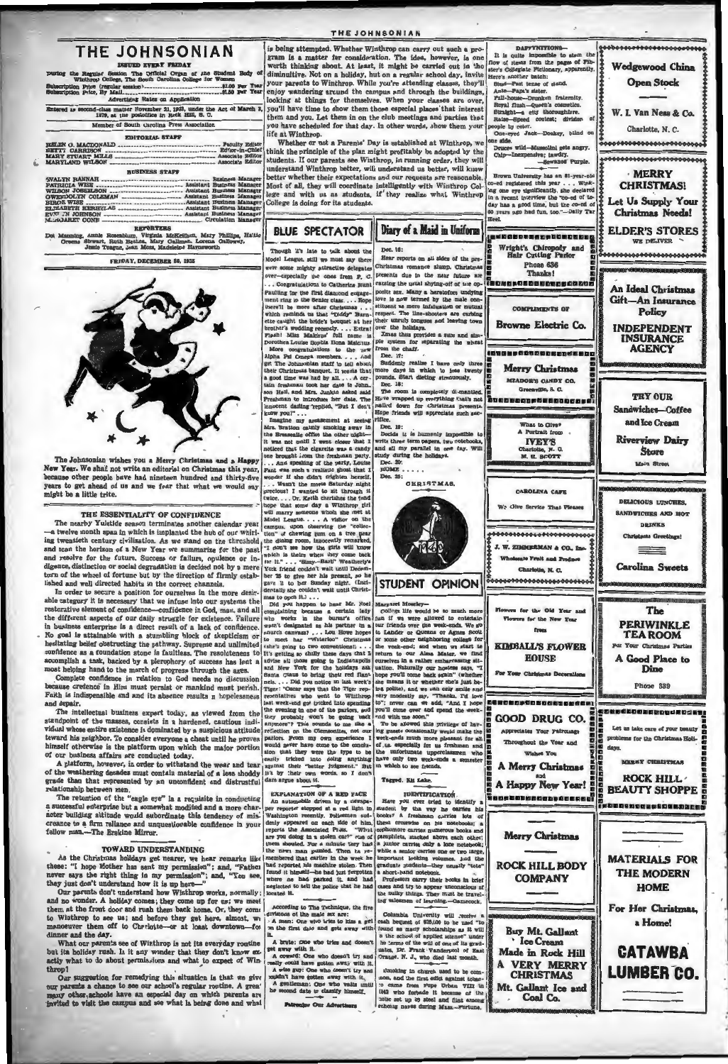# THE JOHNSONIAN

ISSUED EVERY FRIDAY

During the Regular Session The Official Organ of the Student Body of Winthrop College, The South Carolina College for Women

Subscription Price (regular session) .............................. $1.00 Per Year
Subscription Price, By Mail .............................. $1.50 Per Year

Advertising Rates on Application

Entered as second-class matter November 21, 1923, under the Act of March 3, 1879, at the postoffice in Rock Hill, S. C.

Member of South Carolina Press Association

## EDITORIAL STAFF

HELEN O. MACDONALD .............................. Faculty Editor
BETTY CARRISON .............................. Editor-in-Chief
MARY STUART MILLS .............................. Associate Editor
MARYLAND WILSON .............................. Associate Editor

## BUSINESS STAFF

EVALYN HANNAH .............................. Business Manager
PATRICIA WISE .............................. Assistant Business Manager
WILSON JOSEPHSON .............................. Assistant Business Manager
GWENDOLYN COLEMAN .............................. Assistant Business Manager
BIRDIE WISE .............................. Assistant Business Manager
ELIZABETH KERHULAS .............................. Assistant Business Manager
EVELYN JOHNSON .............................. Assistant Business Manager
MARGARET CONE .............................. Circulation Manager

## REPORTERS

Dot Manning, Annie Rosenblum, Virginia McKeithen, Mary Phillips, Hattie Greene Stewart, Ruth Bethea, Mary Gallman, Lorena Galloway, Jessie Teague, Jean Moss, Madeleine Haynsworth

FRIDAY, DECEMBER 20, 1935

The Johnsonian wishes you a Merry Christmas and a Happy New Year. We shall not write an editorial on Christmas this year, because other people have had nineteen hundred and thirty-five years to get ahead of us and we fear that what we would say might be a little trite.

## THE ESSENTIALITY OF CONFIDENCE

The nearby Yuletide season terminates another calendar year —a twelve month span in which is implanted the hub of our whirling twentieth century civilization. As we stand on the threshold and scan the horizon of a New Year we summarize for the past and resolve for the future. Success or failure, opulence or indigence, distinction or social degradation is decided not by a mere turn of the wheel of fortune but by the direction of firmly established and well directed habits in the correct channels.

In order to secure a position for ourselves in the more desirable category it is necessary that we infuse into our systems the restorative element of confidence—confidence in God, man, and all the different aspects of our daily struggle for existence. Failure in business enterprise is a direct result of a lack of confidence. No goal is attainable with a stumbling block of skepticism or hesitating belief obstructing the pathway. Supreme and unlimited confidence as a foundation stone is faultless. The resoluteness to accomplish a task, backed by a plerophory of success has lent a most helping hand to the march of progress through the ages.

Complete confidence in relation to God needs no discussion because credence in Him must persist or mankind must perish. Faith is indispensible and and its absence results in hopelessness and despair.

The intellectual business expert today, as viewed from the standpoint of the masses, consists in a hardened, cautious individual whose entire existence is dominated by a suspicious attitude toward his neighbor. To consider everyone a cheat until he proves himself otherwise is the platform upon which the major portion of our business affairs are conducted today.

A platform, however, in order to withstand the wear and tear of the weathering decades must contain material of a less shoddy grade than that represented by an unconfident and distrustful relationship between men.

The retention of the "eagle eye" is a requisite in conducting a successful enterprise but a somewhat modified and a more character building attitude would subordinate this tendency of miscreance to a firm reliance and unquestionable confidence in your fellow man.—The Erskine Mirror.

## TOWARD UNDERSTANDING

As the Christmas holidays get nearer, we hear remarks like these: "I hope Mother has sent my permission"; and, "Father never says the right thing in my permission"; and, "You see, they just don't understand how it is up here—"

Our parents don't understand how Winthrop works, normally; and no wonder. A holiday comes; they come up for us; we meet them at the front door and rush them back home. Or, they come to Winthrop to see us; and before they get here, almost, we manoeuver them off to Charlotte—or at least downtown—for dinner and the day.

What our parents see of Winthrop is not its everyday routine but its holiday rush. Is it any wonder that they don't know exactly what to do about permissions and what to expect of Winthrop!

Our suggestion for remedying this situation is that we give our parents a chance to see our school's regular routine. A great many other schools have an especial day on which parents are invited to visit the campus and see what is being done and what is being attempted. Whether Winthrop can carry out such a program is a matter for consideration. The idea, however, is one worth thinking about. At least, it might be carried out in the diminutive. Not on a holiday, but on a regular school day, invite your parents to Winthrop. While you're attending classes, they'll enjoy wandering around the campus and through the buildings, looking at things for themselves. When your classes are over, you'll have time to show them those especial places that interest them and you. Let them in on the club meetings and parties that you have scheduled for that day. In other words, show them your life at Winthrop.

Whether or not a Parents' Day is established at Winthrop, we think the principle of the plan might profitably be adopted by the students. If our parents see Winthrop, in running order, they will understand Winthrop better, will understand us better, will know better whether their expectations and our requests are reasonable. Most of all, they will coordinate intelligently with Winthrop College and with us as students, if they realize what Winthrop College is doing for its students.

## BLUE SPECTATOR

Though it's late to talk about the Model League, still we must say there were some mighty attractive delegates over—especially no ones from P. C. . . . Congratulations to Catherine Hunt Paulling for the first diamond engagement ring in the Senior class. . . . Hope there'll be more after Christmas . . . which reminds us that "Diddy" Barnette caught the bride's bouquet at her brother's wedding recently. . . . Extra! Flash! Miss Makins' full name is Dorothea Louise Sophia Ilona Malcius. . . . More congratulations to the new Alpha Psi Omega members. . . . And get The Johnsonian staff to tell about their Christmas banquet. It seems that a good time was had by all. . . . A certain freshman took her date to Johnson Hall, and Mrs. Jenkins asked said Freshman to introduce her date. The innocent darling replied, "But I don't know you!" . . .

Imagine my amazement at seeing Mrs. Bratton calmly smoking away in the Breazeale office the other night—it was not until I went closer that I noticed that the cigarette was a candy one brought from the freshman party. . . . And speaking of the party, Louise Pant was such a realistic ghost that I wonder if she didn't frighten herself. . . . Wasn't the movie Saturday night precious? I wanted to sit through it twice. . . . Dr. Keith cherishes the fond hope that some day a Winthrop girl will marry someone whom she met at Model League. . . . A visitor on the campus, upon observing the "collection" of chewing gum on a tree near the dining room, innocently remarked, "I don't see how the girls will know which is theirs when they come back for it." . . . "Sissy"—Barb" Weatherly's York friend couldn't wait until December 25 to give her his present, so he gave it to her Sunday night. (Incidentally she couldn't wait until Christmas to open it.) . . .

Did you happen to hear Mr. Noel complaining because a certain lady who works in the bursar's office wasn't designated as his partner in a church caravan? . . . Lou Rowe hopes to meet her "Waterloo" Christmas (she's going to two conventions!) . . . It's getting to chilly these days that I advise all those going to Indianapolis and New York for the holidays ask Santa Claus to bring their red flannels. . . . Did you notice in last week's Tiger: "Oscar says that the Tiger representatives who went to Winthrop last week-end got tricked into spending the evening in one of the parlors, and they probably won't be going back anymore"? This sounds to me like a reflection on the Clemsonites, not our parlors. From my own experience I would never have come to the conclusion that they were the type to be easily tricked into doing anything against their "better judgment." But it's by their own words, so I don't dare argue about it.

## EXPLANATION OF A RED FACE

An automobile driven by a newspaper reporter stopped at a red light in Washington recently. Policemen suddenly appeared on each side of him, reports the Associated Press. "What are you doing in a stolen car?" one of them shouted. For a minute they had the news man puzzled. Then he remembered that earlier in the week he had reported his machine stolen. Then found it himself—he had just forgotten where he had parked it, and had neglected to tell the police that he had located it.

According to The Technique, the five divisions of the male sex are:

A man: One who tries to kiss a girl on the first date and gets away with it.

A brute: One who tries and doesn't get away with it.

A coward: One who doesn't try and really could have gotten away with it.

A wise guy: One who doesn't try and wouldn't have gotten away with it.

A gentleman: One who waits until the second date to classify himself.

Patronize Our Advertisers

## Diary of a Maid in Uniform

Dec. 16:

Hear reports on all sides of the pre-Christmas romance slump. Christmas presents due in the near future are causing the usual shying-off of the opposite sex. Many a heretofore undying love is now termed by the male constituent as mere infatuation or mutual respect. The line-shooters are curbing their unruly tongues and leaving town over the holidays.

Xmas thus provides a sure and simple system for separating the wheat from the chaff.

Dec. 17:

Suddenly realize I have only three more days in which to lose twenty pounds. Start dieting strenuously.

Dec. 18:

The room is completely di-mantled. Have wrapped up everything that's not nailed down for Christmas presents. Hope friends will appreciate such sacrifice.

Dec. 19:

Decide it is humanly impossible to write three term papers, two notebooks, and all my parallel in one day. Will study during the holidays.

Dec. 20:

HOME . . . . .

Dec. 25:

CHRISTMAS.

## STUDENT OPINION

Margaret Moseley—

College life would be so much more fun if we were allowed to entertain our friends over the week-ends. We go to Lander or Queens or Agnes Scott or some other neighboring college for the week-end; and when we start to return to our Alma Mater, we find ourselves in a rather embarrassing situation. Naturally our hostess says, "I hope you'll come back again" (whether she means it or whether she's just being polite), and we can only smile and very modestly say, "Thanks. I'd love to"; never can we add, "And I hope you'll come over and spend the week-end with me soon."

To be allowed this privilege of having guests occasionally would make the week-ends much more pleasant for all of us, especially for us freshman and the unfortunate upperclassmen who have only two week-ends a semester in which to see friends.

Tagged. Kit Lake.

## IDENTIFICATION

Have you ever tried to identify a student by the way he carries his books? A freshman carries lots of them crumpled on his notebook; a sophomore carries numerous books and pamphlets, stacked above each other; a junior carries only a lone notebook; while a senior carries one or two large, important looking volumes. And the graduate students—they usually "tote" a short-hand notebook.

Professors carry their books in brief cases and try to appear unconscious of the bulky things. They must be traveling salesmen of learning.—Gamecock.

Columbia University will receive a cash bequest of $25,000 to be used "to found as many scholarships as it will" in the school of applied science" under the terms of the will of one of its graduates, Dr. Frank Vanderpool of East Orange, N. J., who died last month.

Smoking in church used to be common, and the first edict against tobacco came from Pope Urban VIII in 1642 who forbade it because of the noise set up by steel and flint smokers striking during Mass.—Fortune.

## DAFFYNITIONS—

It is quite impossible to stem the flow of items from the pages of Fibster's Collegiate Fictionary, apparently. Here's another batch:

Stag—Fast tense of stand.
Aunt—Papa's sister.
Full-house—Drunken fraternity.
Royal flush—Queen's cosmetics.
Straight—a city thoroughfare.
Raise—Speed contest; division of people by color.
One-eyed Jack—Donkey, blind on one side.
Deuces wild—Mussolini gets angry.
Chip—Inexpensive; tawdry.
—Sewanee Purple.

Brown University has an 81-year-old co-ed registered this year . . . Winking one eye significantly, she declared in a recent interview the "co-ed of today has a good time, but the co-ed of 60 years ago had fun, too."—Daily Tar Heel.

---

Wedgewood China
Open Stock
W. I. Van Ness & Co.
Charlotte, N. C.

MERRY CHRISTMAS!
Let Us Supply Your Christmas Needs!
ELDER'S STORES
WE DELIVER

An Ideal Christmas Gift—An Insurance Policy
INDEPENDENT INSURANCE AGENCY

TRY OUR
Sandwiches—Coffee and Ice Cream
Riverview Dairy Store
Main Street

DELICIOUS LUNCHES, SANDWICHES AND HOT DRINKS
Christmas Greetings!
Carolina Sweets

The PERIWINKLE TEA ROOM
For Your Christmas Parties
A Good Place to Dine
Phone 339

Let us take care of your beauty problems for the Christmas Holidays.
MERRY CHRISTMAS
ROCK HILL BEAUTY SHOPPE

MATERIALS FOR THE MODERN HOME
For Her Christmas, a Home!
CATAWBA LUMBER CO.

Wright's Chiropdy and Hair Cutting Parlor
Phone 636
Thanks!

COMPLIMENTS OF
Browne Electric Co.

Merry Christmas
MEADOR'S CANDY CO.
Greenville, S. C.

What to Give?
A Portrait from IVEY'S
Charlotte, N. C.
M. H. SCOTT

CAROLINA CAFE
We Give Service That Pleases

J. W. ZIMMERMAN & CO., Inc.
Wholesale Fruit and Produce
Charlotte, N. C.

Flowers for the Old Year and Flowers for the New Year
from
KIMBALL'S FLOWER HOUSE
For Your Christmas Decorations

GOOD DRUG CO.
Appreciates Your Patronage Throughout the Year and Wishes You
A Merry Christmas and A Happy New Year!

Merry Christmas
ROCK HILL BODY COMPANY

Buy Mt. Gallant Ice Cream
Made in Rock Hill
A VERY MERRY CHRISTMAS
Mt. Gallant Ice and Coal Co.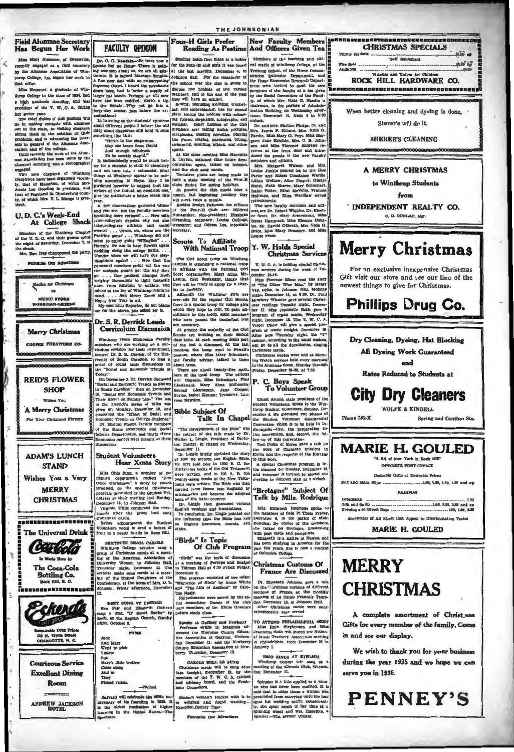## Field Alumnae Secretary Has Begun Her Work

Miss Mary Neusner, of Greenville, recently engaged as a field secretary by the Alumnae Association of Winthrop College, has begun her work in that office.

Miss Neusner, a graduate of Winthrop College in the class of 1934, had a high academic standing, and was president of the Y. W. C. A. during her senior year.

The chief duties of this position will lie in making contacts with alumnae out in the state, in visiting chapters, aiding them in the solution of their problems, and in advancing the interests in general of the Alumnae Association and of the college.

Until recently the work of the Alumnae Association has been done by the alumnae secretary and a stenographer engaged.

Two new chapters of Winthrop Daughters have been organized recently, that of Hampton, of which Mrs. Annie Lee Gooding is president, and that of Pageland in Chesterfield county, of which Mrs. V. L. Mungo is president.

## U. D. C.'s Week-End At College Shack

Members of the Winthrop Chapter of the U. D. C. and their guests spent the night of Saturday, December 7, at the shack.

Mrs. Ben Ivey chaperoned the party.

Patronize Our Advertisers

Radios for Christmas at MUSIC STORE WORKMAN-GREENE

Merry Christmas

COOPER FURNITURE CO.

REID'S FLOWER SHOP

Wishes You

A Merry Christmas

For Your Christmas Flowers

ADAM'S LUNCH STAND

Wishes You a Very

MERRY CHRISTMAS

The Universal Drink

Coca-Cola

Is Made Here by

The Coca-Cola Bottling Co.

Rock Hill, S. C.

Efird's

Reasonable Drug Prices

128 N. Tryon Street

CHARLOTTE, N. C.

Courteous Service

Excellent Dining Room

ANDREW JACKSON HOTEL

## FACULTY OPINION

Dr. G. G. Naudain.—We have now a Senate but no House. There is nothing common about us, we are all aristocrats. It is indeed Madame Senator. A fine new deal with no embarrassing Supreme Court. I heard the merchants down town had to 'order a supply of larger hat bands. Perhaps we will now have the laws codified. Here's a tip to the Senate—Why not go into a forty-day session just before the examinations?

In listening to the students' opinions about different people I believe the old ditty about chaperons still hold. It runs something like this:

"Here's to the chaperone,
May she learn from Cupid
Just enough blindness
To be sweetly stupid."

It undoubtedly would be much better for a chemist to stick to chemistry and not turn into a columnist. Most things at Winthrop appear to be running according to Hoyle. May I be pardoned however to suggest that the writers of the annual, an excellent one, give the instructors a better break this year.

A few observations gathered hither and yon are: Are the faculty members becoming more verbose? . . . Now with inter-collegiate debates why not also inter-collegiate athletic and social events? . . . Where, oh, where are the Pacifists gone? . . . Winthrop did not seem to enjoy going "H'English" . . . Hurrah! We are to have flowers again nodding along the college paths. . . . Wonder when we will have our step-daughters again? . . . Now that the personnel members point out the way the students should go; the way they go. . . . Our problem changes from weighty discussions to light fantastic ones, from Einstein to anklets, and solved to the joy of Winthrop feminine mind. . . . And Merry Xmas and a Happy New Year to all.

My dear Miss Reporter, do not blame me for the above, you asked for it.

## Dr. S. R. Derrick Leads Curriculum Discussion

Winthrop Home Economics Faculty members who are working on a curriculum revision for their department, secured Dr. S. R. Derrick, of the University of South Carolina, to lead a series of round table discussions on the "Social and Economic Trends of Today."

On December 3, Dr. Derrick discussed "Social and Economic Trends as Shown in South Carolina"; then on December 10, "Social and Economic Trends and Their Effect on Family Life." The last of Dr. Derrick's series of talks was given on Monday, December 16, and concerned the "Effect of Social and Economic Trends on College Students."

Dr. Shelton Phelps, faculty members of the Home Economics and Social Science Departments, and thirty Home Economics majors were present at these discussions.

## Student Volunteers Hear Xmas Story

Miss Chlo Fink, a member of the English department, recited "How Come Christmas," a story by Roark Bradford, on the special Christmas program presented by the Student Volunteers at their meeting last Sunday, December 15, in Johnson Hall.

Virginia Willis conducted the devotionals after the group had sung Christmas carols.

Before adjournment the Student Volunteers voted to send a basket of fruit to a needy family in Rock Hill.

**SEXTETTE SINGS CAROLS**

Winthrop College sextette sang a group of Christmas carols at a meeting of the American Association of University Women, in Johnson Hall, Thursday night, December 12. The sextette again sang carols at a meeting of the United Daughters of the Confederacy, at the home of Mrs. D. B. Johnson, Friday afternoon, December 13.

**DUET SUNG AT CHURCH**

Eva Fair and Elizabeth Cothran sang a duet, "O' Sweet Savior" by Bach, at the Baptist Church, Sunday night, October 8.

**POEM**

Jack
And Mary
Went to pick
Violets
But
Mary's little brother
Came along
And so
They
Picked violets.

—Picked

Harvard will celebrate the 300th anniversary of its founding in 1936. It is the oldest institution of higher learning in the United States.—The Spectator.

## Four-H Girls Prefer Reading As Pastime

Reading holds first place as a hobby for the Four-H club girls it was found at the last meeting, December 4, in Johnson Hall. For the remainder of the school year the club is going to discuss the hobbies of the various members, and at the end of the year they will have an exhibit.

Sewing, including knitting, crocheting, and embroidering, ties for second place among the hobbies with collecting (poems, elephants, autographs, and stamps). Other hobbies of the club members are: taking kodak pictures, scrapbooks, making novelties, playing the piano, singing, gardening, biking, swimming, scouting, hiking, and other sports.

At the same meeting Miss Harriette B. Layton, assistant state home demonstration agent, talked on hobbies, and the club sang carols.

Tentative plans are being made to hold a state meeting of the Four-H clubs during the spring holidays.

At present the club meets once a month, but beginning January they will meet twice a month.

Besides Evelyn Pattison, the officers of the Four-H Club are: Mildred Nunamaker, vice-president; Elizabeth Gramling, secretary; Louise Collings, treasurer; and Odessa Lee, interstate secretary.

## Scouts To Affiliate With National Troop

The Girl Scout troop on Winthrop campus is organizing a national troop to affiliate with the National Girl Scout organization. Mary Alma McLaurin, first lieutenant, thinks that they will be ready to apply for a charter in January.

Although the Winthrop girls are over-age for the regular Girl Scouts, there is a special troop for college girls which they hope to join. To gain admittance to this troop, eight members who have passed the tenderfoot test are necessary.

At present the majority of the Girl Scouts are working on their second class tests. At each meeting some part of the test is discussed. At the last meeting, the troop went to Powell's pasture, where Miss Mary Schuchart, the faculty adviser, talked to them about trees.

There are about twenty-five members of the local troop. The officers are: Captain, Miss Schuchart; First Lieutenant, Mary Alma McLaurin; Second Lieutenant, Jane Cooper; Scribe, Isabel Keaton; Treasurer, Laureen Reardon.

## Bible Subject Of Talk In Chapel

"The Development of the Bible" was the subject of the talk made by Dr. Walter L. Lingle, President of Davidson College, in chapel on Wednesday, December 11.

Dr. Lingle briefly sketched the story of how we secured the English Bible. He first told how in 1000 B. C. the thirty-nine books of the Old Testament were written, and in 100 A. D. the twenty-seven books of the New Testament were written. The Bible was then carried from Rome into England by missionaries and became the adopted book of the latter country.

Dr. Lingle then discussed various English versions and translations.

In conclusion, Dr. Lingle pointed out the influence that the Bible has had on English literature, morals, and ethics.

## "Birds" Is Topic Of Club Program

"Birds" was the topic of discussion at a meeting of Forceps and Scalpel in Tillman Hall at 4:30 o'clock Friday, December 6.

The program consisted of two talks: "Migration of Birds" by Annie White and "The Life of Audubon" by Caroline Neely.

Refreshments were served by the social committee. Guests of the club were members of Dr. Eloise Greene's nature study class.

**Speaks at Gaffney and Newberry**

Professor Willis D. Magginis addressed the Cherokee County Education Association at Gaffney, Wednesday, December 11; and the Newberry County Education Association at Newberry, Thursday, December 12.

**CAROLS WILL BE SUNG**

Christmas carols will be sung after taps tonight, December 18, by the members of the Y. W. C. A. cabinet and advisory board, and the Freshman Counselors.

Modern woman's fondest wish is to be weighed and found wanting.—Hampden-Sydney Tiger.

Patronize Our Advertisers

## New Faculty Members And Officers Given Tea

Members of the teaching and official staffs of Winthrop College, of the Training School, of the Home Demonstration Extension Department, and the Home Economics Research Department were invited to meet the new members of the faculty at a tea given by the Social Committee of the Faculty, of which Mrs. Kate O. Hardin is chairman, in the parlors of Administration Building, on Wednesday afternoon, December 11, from 4 to 5:30 o'clock.

Dr. and Mrs. Shelton Phelps, Dr. and Mrs. James P. Kinard, Mrs. Kate G. Hardin, Miss Mary O. Pope, Miss Margaret Jane Ketchin, Mrs. O. B. Johnson, and Miss Florence Andrews received at the front door and introduced the guests to the new faculty members and officers.

Mrs. Margaret Watson and Mrs. Louise Junkin poured tea in the Blue Parlor and Misses Constance Wardle, Lillian Wellner, Alice Tingey, Gladys Smith, Ruth Shaver, Mary Schuchart, Isabel Potter, Ethel McVetty, Frances Hoffman, and Eliza Wardlaw served refreshments.

The new faculty members and officers are Dr. Robert Wiggins, Dr. Eleanor Scott, Dr. Mary Armstrong, Miss Susan Hammack, Miss Eleanor Douglas, Mr. Harold Gilbreth, Mrs. Veda O. Brice, Miss Mary Neusner, and Miss Louise Pence.

## Y. W. Holds Special Christmas Services

Y. W. C. A. is holding special Christmas services during the week of December 16-19.

Miss Florence Mims read the story of "The Other Wise Man" by Henry Van Dyke, in Johnson Hall, Monday night, December 16, at 6:30. Dr. Paul Mowbray Wheeler gave several Christmas readings Tuesday night, December 17. Miss Jeannette Roth gave a program of organ music Wednesday night, December 18. The Y. W. C. A. Vesper Choir will give a special program of music tonight, December 19. After taps Thursday night, the "Y" cabinet, according to the usual custom, will go to all the dormitories, singing Christmas carols.

Christmas stories were told at Morning Watch services held every morning in the Alumnae Room, Monday through Friday, December 16-20, at 7:30.

## P. C. Boys Speak To Volunteer Group

Ernest Arnold, state president of the Student Volunteers, spoke to the Winthrop Student Volunteers, Sunday, December 8. He discussed two phases of the Student Volunteer Quadrennial Convention which is to be held in Indianapolis—first, the preparation for this convention, and, second, the follow-up of this convention.

Tom Dunn of Korea gave a talk on the work of Christian missions in Korea and the response of the Koreans to this work.

A special Christmas program is being planned for Sunday, December 15, and everyone is invited to attend our meeting in Johnson Hall at 5 o'clock.

## "Bretagne" Subject Of Talk By Mlle. Rodrique

Mlle. Elizabeth Rodrique spoke to the members of Beta Pi Theta Friday, December 6, in the parlor of Main Building. By choice of the members, she talked on Bretagne, illustrating with post cards and pamphlets.

Elizabeth is a native of Nantes and has been studying in America for the past few years. She is now a student of Columbia College.

## Christmas Customs Of France Are Discussed

Dr. Elizabeth Johnson gave a talk on the Christmas customs of different sections of France at the monthly meeting of Le Cercle Francais Thursday, December 12, in Johnson Hall.

After Christmas carols were sung, refreshments were served.

**TO ATTEND PHILADELPHIA MEET**

Miss Ruth Stephenson and Miss Jeannette Roth will attend the National Music Teachers' Association meeting in Philadelphia, from December 31 to January 1.

**TRIO SINGS AT KIWANIS**

Winthrop College trio sang at a meeting of the Kiwanis Club, Wednesday, December 11.

Spinster is a title applied to a woman who has never been married. It is said that in olden times a woman was prohibited from marrying until she had spun her wedding outfit; consequently, she spent much of her time at a spinning wheel and was, therefore, a spinster.—The Mercer Cluster.

## CHRISTMAS SPECIALS

Tennis Rackets ... Golf Equipment

Fire Sets ...

Andirons ...

Watches and Knives for Children

ROCK HILL HARDWARE CO.

When better cleaning and dyeing is done, Sherer's will do it.

SHERER'S CLEANING

A MERRY CHRISTMAS to Winthrop Students from INDEPENDENT REALTY CO.

C. D. DUNLAP, Mgr.

# Merry Christmas

For an exclusive inexpensive Christmas Gift visit our store and see our line of the newest things to give for Christmas.

**Phillips Drug Co.**

Dry Cleaning, Dyeing, Hat Blocking

All Dyeing Work Guaranteed

and

Rates Reduced to Students at

# City Dry Cleaners

WOLFE & KINDELL

Phone 782-X — Spring and Caldwell Sts.

# MARIE H. GOULED

"A Bit of New York in Rock Hill"

OPPOSITE POST OFFICE

Desirable Gifts at Desirable Prices

Silk and Satin Slips ... 1.00, 1.69, 1.98, 2.98 and up

PAJAMAS

Broadcloth ... 1.00
Silk and Satin ... 1.00, 1.98, 2.98 and up
Evening and Street Bags ... 1.00, 1.98, 2.98

Accessories of All Kinds that Appeal to Discriminating Tastes

MARIE H. GOULED

# MERRY CHRISTMAS

A complete assortment of Christmas Gifts for every member of the family. Come in and see our display.

We wish to thank you for your business during the year 1935 and we hope we can serve you in 1936.

**PENNEY'S**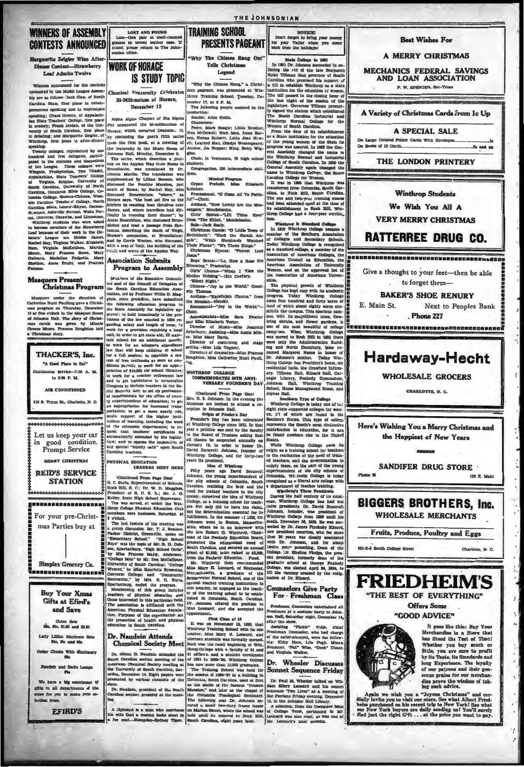# WINNERS OF ASSEMBLY CONTESTS ANNOUNCED

## Marguerite Zeigler Wins After-Dinner Contest—Strawberry Leaf Admits Twelve

Winners announced for the contests sponsored by the Model League Assembly are as follows: Jack Caw, of North Carolina State, first place in extemporaneous speaking and in impromptu speaking; Grace Greene, of Appalachian State Teachers' College, first place in oratory; Frank Jordan, of the University of South Carolina, first place in debating; and Marguerite Zeigler, of Winthrop, first place in after-dinner speaking.

Twenty colleges, represented by one hundred and five delegates, participated in the contests and discussions of the League. These colleges were Wingate, Presbyterian, The Citadel, Appalachian State Teachers' College of Virginia, Erskine, University of South Carolina, University of North Carolina, Columbia Bible College, Columbia College, Queens-Chicora, Western Carolina Teachers' College, North Carolina State, Lenoir-Rhyne, Carson-Newman, Asheville Normal, Wake Forest, Converse, Catawba, and Limestone.

Winthrop students who were asked to become members of the Strawberry Leaf because of their work in the Debaters' League are Bobbie James, Rachel Hay, Virginia Walker, Elizabeth Ham, Virginia McKeithen, Martha Moore, Mary Frances Rowe, Mary Gallman, Madaline Padgette, Mary Sheldon, Anne Pruitt, and Frances Putnam.

## Masquers Present Christmas Program

Masquers under the direction of Catherine Hunt Paulling gave a Christmas program on Thursday, December 12 at five o'clock in the Masquer Room of Johnson Hall. The story of Christmas carols was given by Minnie Greene Moore. Frances Houghton told a Christmas story.

**THACKER'S, Inc.**

"A Good Place to Eat"

Continuous Service—7:00 A. M. to 8:00 P. M.

AIR CONDITIONED

115 S. Tryon St., Charlotte, N. C.

Let us keep your car in good condition.

Prompt Service

MERRY CHRISTMAS

**REID'S SERVICE STATION**

For your pre-Christmas Parties buy at

**Simplex Grocery Co.**

**Buy Your Xmas Gifts at Efird's and Save**

Cutex Sets 60c, 85c, $1.25 and $3.25

Lady Lillian Manicure Sets 25c, 50c and 95c

Cedar Chests With Stationery 95c

Boudoir and Radio Lamps 95c

We have a big assortment of gifts in all departments of the store for you to make your selection from.

**EFIRD'S**

LOST AND FOUND

Lost—One pair of shell-rimmed glasses in brown leather case. If found, please return to The Johnsonian office.

# WORK OF HORACE IS STUDY TOPIC

## Classical Fraternity Celebrates Bi-Millennium of Horace, December 12

Alpha Alpha Chapter of Eta Sigma Phi celebrated the bi-millennium of Horace, which occurred December 12, by discussing the poet's fifth satire from the first book, at a meeting of the fraternity in the Music Room of Johnson Hall, Monday, December 9.

The satire, which describes a journey on the Appian Way from Rome to Brundisium, was translated by Dr. Donnis Martin. The translation was supplemented by Lillian Benson, who discussed the Pontine Marshes, just south of Rome; by Rachel Hay, who discussed Beneventum, "where," as Horace says, "the host and fire in the kitchen in roasting lean thrushes over flames, and where travellers had difficulty in rescuing their dinner;" by Annie Rosenblum, who discussed Brundisium and read a passage from Suetonius, describing the death of Virgil, Horace's companion, at Brundisium; and by Carrie Wooten, who discussed, with a map of Italy, the building of the roads and ovens of the Appian Way.

## Association Submits Program to Assembly

Members of the Executive Committee and of the Council of Delegates of the South Carolina Education Association, led by Professor Willis D. Magginis, state president, have submitted the following education program to the State Assembly for legislative approval: to hold tenaciously to the provisions of the law enacted in 1934 regarding salary and length of term; to work for a provision requiring a local unit, in order to get state aid, to maintain school for an additional month; to work for an adequate attendance law that will keep children in school for a full session; to establish a system of free textbooks as soon as conditions permit; to work for an appropriation of $10,000 for school libraries; to work for a teacher retirement law and to get legislatures to memorialize Congress to include teachers in the Social Security Act; to set up professional requirements for the office of county superintendent of education; to get an appropriation for increased transportation; to get a more nearly adequate support of the higher institutions of learning, including the work of the extension departments; to request that teachers' certificates be automatically extended by the legislature; and to oppose the imposition of any special "loyalty oath" upon South Carolina teachers.

### PHYSICAL EDUCATION LEADERS MEET HERE

(Continued From Page One)

R. C. Burts, Superintendent of Schools, Rock Hill, S. C.; Dr. W. D. Magginis, President of S. C. E. A.; Mr. J. C. Kelley, State High School Supervisor.

Tea was served, at which the Winthrop College Physical Education Club members were hostesses, Saturday, at 3 o'clock.

The last feature of the meeting was a group discussion. Mr. T. J. Reames, Parker District, Greenville, spoke on "Elementary School." "High School Boys" was the topic of Mr. R. H. Dobson, Spartanburg. "High School Girls," by Miss Frances Major, Anderson; "College Men" by Mr. Don McCallister, University of South Carolina; "College Women," by Miss Henrietta Browning, Converse College; and "Community Recreation," by Mrs. R. C. Burts, Spartanburg, ended the program.

Membership of this group includes teachers of physical education and those interested in this particular field. The association is affiliated with the American Physical Education Association. Purpose of the organization are the promotion of health and physical education in South Carolina.

## Dr. Naudain Attends Chemical Society Meet

Dr. Glenn G. Naudain attended the South Carolina section meeting of the American Chemical Society meeting at the University of South Carolina, Saturday, December 14. Eight papers were presented by various chemists of the state.

Dr. Naudain, president of the South Carolina section, presided at the meeting.

A diplomat is a man who convinces his wife that a woman looks stout in a fur coat.—Hampden-Sydney Tiger.

# TRAINING SCHOOL PRESENTS PAGEANT

## "Why The Chimes Rang Out" Tells Christmas Legend

"Why the Chimes Rang," a Christmas pageant, was presented at Winthrop Training School, Tuesday, December 17, at 8 P. M.

The following people assisted in the production:

Reader, Alice Hollis.

Characters:

Pedro, Mack Beagle; Little Brother, Nan McDowell; Rich Men, Irene Barron, Norma Roberts, Lolita Jean Hewell; Learned Man, Gladys Westergaard; Author, Joe Hopper; King, Betty Wiggins.

Choir, in Vestments, 75 high school students.

Congregation, 150 intermediate children.

### Musical Program

Organ Prelude, Miss Elizabeth Ketchen.

Processional, "O Come All Ye Faithful"—Choir.

Anthem, "How Lovely Are the Messengers," Mendelssohn.

Girls' Sextet—"Lift Thine Eyes" from "The Elijah," Mendelssohn.

Solo—Jack Sealy.

Christmas Carols: "O Little Town of Bethlehem"; "Hark the Herald Angels"; "While Shepherds Watched Their Flocks"; "We Three Kings."

Christmas Hymns: "Fairest Lord Jesus."

Boys' Sextet—"Lo, How a Rose E're Blooming," Praetorius.

Girls' Chorus—"When I View the Mother Holding"—15th Century.

"Silent Night."

Chimes—"Joy to the World," Goodwin Thomas.

Anthem—"Hallelujah Chorus," from the Messiah—Handel.

Recessional—"Joy to the World,"—Choir.

Accompanists—Miss Sara Proctor and Miss Elizabeth Tester.

Director of Music—Miss Jeanette Arterburn; Assisting—Miss Annie Minor, Miss Mary Davis.

Director of costuming and stage setting—Miss Lila Tegner.

Directors of dramatics—Miss Frances Roughton, Miss Catherine Hunt Paulling.

### WINTHROP COLLEGE COMMEMORATES 50TH ANNIVERSARY FOUNDER'S DAY

(Continued From Page One)

Mrs. D. B. Johnson. In the evening the Alumnae are invited to attend a reception in Johnson Hall.

#### Origin of Founder's Day

Founder's Day has been celebrated at Winthrop College since 1922. In that year a petition was sent by the faculty to the Board of Trustees asking that all classes be suspended annually on January 19, in order to honor Dr. David Bancroft Johnson, founder of Winthrop College, and for forty-two years its president.

#### Idea of Winthrop

Fifty years ago David Bancroft Johnson, the young superintendent of the city schools of Columbia, South Carolina, realizing the lack and the need for trained teachers in the city system, conceived the idea of Winthrop College, as a training school for teachers. Not only did he have the vision, but the determination essential for its fulfillment. In the summer of 1886, Dr. Johnson went to Boston, Massachusetts, where he in an interview with the late Robert C. Winthrop, Chairman of the Peabody Education Board, presented the educational need of South Carolina, and secured an annual grant of $1,500, later raised to $2,000, from the Peabody Education Fund.

Mr. Winthrop then recommended Miss Mary H. Leonard, of Rochester, Massachusetts, a graduate of the Bridgewater Normal School, one of the earliest teacher training institutions in this country, be engaged as the teacher of the training school to be established in Columbia, South Carolina. Dr. Johnson offered the position to Miss Leonard, and she accepted the appointment.

#### First Class of 19

It was on November 15, 1886, that Winthrop Training School with its one teacher, Miss Mary H. Leonard, and nineteen students was formally opened. Such was the small beginning of Winthrop College with a faculty of 81 and 41 officers, and a student enrollment of 1301 in 1935-'36. Winthrop College has now more than 12,000 graduates.

The Training School was held for the session of 1886-'87 in a building in Columbia, South Carolina, used at first as the stable of the famous "Preston Mansion," and later as the chapel of the Columbia Theological Seminary. The following year Dr. Johnson secured a small two-story frame house on Marion Street, where the school was held until its removal to Rock Hill, South Carolina, eight years later.

NOTICE!

Don't forget to bring your money for your Tatler when you come back from the holidays!

#### State College in 1891

In 1891 Dr. Johnson succeeded in enlisting the aid of the late Benjamin Ryan Tillman then governor of South Carolina who promised his support of a bill to establish Winthrop as a state institution for the education of women. The bill passed in the closing hour of the last night of the session of the legislature. Governor Tillman promptly signed the statute which established The South Carolina Industrial and Winthrop Normal College for the Women of South Carolina.

From the date of its establishment as a State institution for the education of the young women of the State its progress was assured. In 1893 the General Assembly changed the name to the Winthrop Normal and Industrial College of South Carolina. In 1920 the General Assembly again changed the name to Winthrop College, the South Carolina College for Women.

It was in 1895 that Winthrop was transferred from Columbia, South Carolina, to Rock Hill, South Carolina. The one and two-year training course had been extended until at the time of its establishment in Rock Hill, Winthrop College had a four-year curriculum.

#### Winthrop Is Standard College

In 1923 Winthrop College became a member of the Southern Association of Colleges and Secondary Schools. Today Winthrop College is recognized as a standard college, a member of the Association of American Colleges, the American Council on Education, the American Association of University Women, and on the approved list of the Association of American Universities.

The physical growth of Winthrop College has kept step with its academic progress. Today Winthrop College owns four hundred and forty acres of land of which about eighty acres constitute the campus. This spacious campus, with its magnificent trees, flowering shrubs, and flower gardens, is one of the most beautiful of college campuses. When Winthrop College was moved to Rock Hill in 1895 there were only the Administration Building and North Dormitory, later renamed Margaret Nance in honor of Dr. Johnson's mother. Today Winthrop College has President's home, six residential halls, the Crawford Infirmary, Tillman Hall, Kinard Hall, Carnegie Library, Peabody Gymnasium, Johnson Hall, Winthrop Training School, Home Management House, and Joynes Hall.

#### Southern Type of College

Winthrop College is today one of the eight state supported colleges for women, all of which are found in the Southern States. This type of college represents the South's most distinctive contribution to education, for it can be found nowhere else in the United States.

While Winthrop College owes its origin as a training school for teachers to the realization of the need of trained teachers, and the determination to supply them, on the part of the young superintendent of the city schools of Columbia, Winthrop College is today recognized as a liberal arts college with a department of teacher training.

#### Winthrop's Three Presidents

During the half century of its existence, Winthrop College has had but three presidents. Dr. David Bancroft Johnson, founder, was president of Winthrop College from 1886 until his death, December 26, 1928. He was succeeded by Dr. James Pinckney Kinard, now president emeritus, who for more than 30 years was closely associated with Dr. Johnson, and for about twelve years preceding Dean of the College. Dr. Shelton Phelps, the present president, formerly dean of the graduate school at George Peabody College, was elected April 26, 1934, to fill the vacancy created by the resignation of Dr. Kinard.

## Counselors Give Party For Freshman Class

Freshmen Counselors entertained all Freshmen at a costume party in Johnson Hall, Saturday night, December 14, after the show.

Assisting "Pinkie" Webb, Chief Freshman Counselor, who had charge of the entertainment, were the following: Kitty Hare, Lila Pugh, Minna Nessaner, "Pat" Wise, "Deck" Ulmer, and Virginia Walker.

## Dr. Wheeler Discusses Sonnet Sequence Friday

Dr. Paul M. Wheeler talked on William Ellery Leonard and his sonnet sequence "Two Lives" at a meeting of the Puritans Friday evening, December 13, in the Johnson Hall Library.

A selection from the December issue of College Verse, pertaining to Mr. Leonard was also read; as was one of Mr. Leonard's later sonnets.

**Best Wishes For A MERRY CHRISTMAS**

**MECHANICS FEDERAL SAVINGS AND LOAN ASSOCIATION**

F. W. SPENCER, Sec-Treas

**A Variety of Christmas Cards from 1c Up**

**A SPECIAL SALE**

On Large Colored Folder Cards With Envelopes.........................1c

On Boxes of 12 Cards.........................9c and up

**THE LONDON PRINTERY**

**Winthrop Students**

**We Wish You All A VERY MERRY CHRISTMAS**

**RATTERREE DRUG CO.**

Give a thought to your feet—then be able to forget them—

**BAKER'S SHOE RENURY**

E. Main St. Next to Peoples Bank

Phone 227

**Hardaway-Hecht**

WHOLESALE GROCERS

CHARLOTTE, N. C.

Here's Wishing You a Merry Christmas and the Happiest of New Years

**SANDIFER DRUG STORE**

Phone 90 — 123 E. Main

**BIGGERS BROTHERS, Inc.**

WHOLESALE MERCHANTS

Fruits, Produce, Poultry and Eggs

501-3-5 South College Street — Charlotte, N. C.

# FRIEDHEIM'S

"THE BEST OF EVERYTHING"

Offers Some

"GOOD ADVICE"

It goes like this: Buy Your Merchandise in a Store that has Stood the Test of Time! Whether you buy much or little, you are sure to profit by its Taste, its Standards and long Experience. The loyalty of our patrons and their generous praise for our merchandise prove the wisdom of taking such advice.

Again we wish you a "Joyous Christmas" and cordially invite you to visit our store. See what Albert Friedheim purchased on his recent trip to New York! See what our New York buyers are daily sending us! You'll surely find just the right Gift . . . at the price you want to pay.